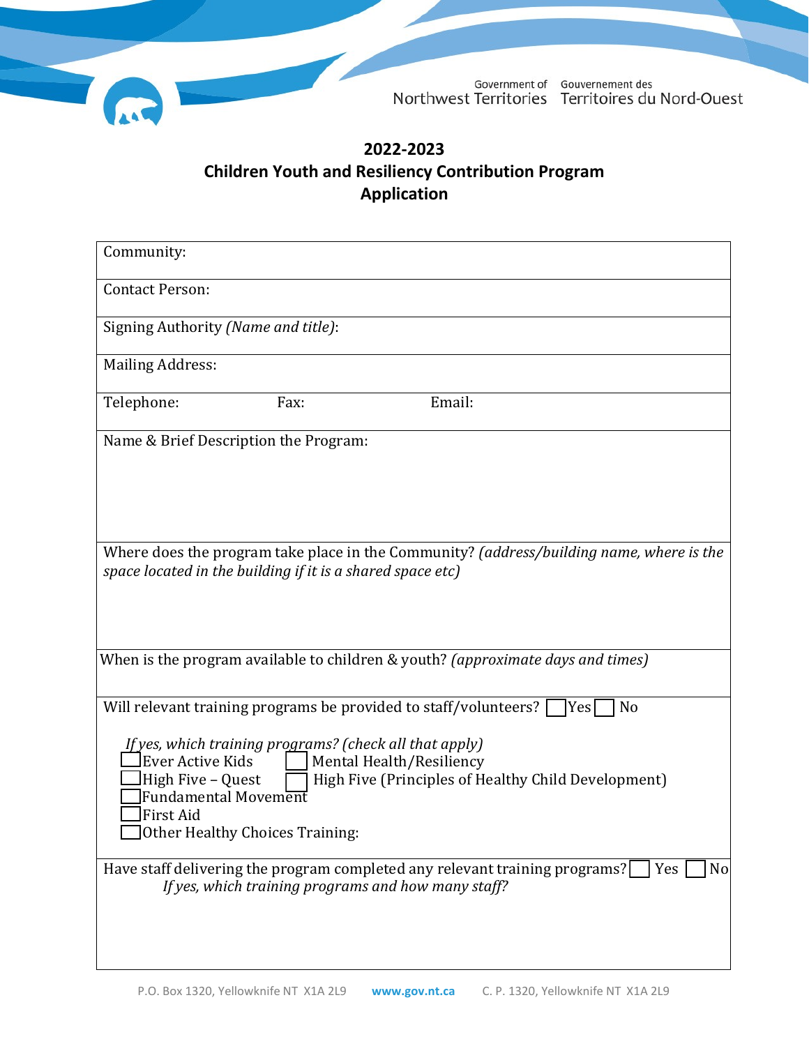Government of Northwest Territories Gouvernement des Territoires du Nord-Ouest

# 2022-2023
# Children Youth and Resiliency Contribution Program
# Application

| Community: | | |
|---|---|---|
| Contact Person: | | |
| Signing Authority *(Name and title)*: | | |
| Mailing Address: | | |
| Telephone: | Fax: | Email: |

Name & Brief Description the Program:

Where does the program take place in the Community? *(address/building name, where is the space located in the building if it is a shared space etc)*

When is the program available to children & youth? *(approximate days and times)*

Will relevant training programs be provided to staff/volunteers? ☐ Yes ☐ No

*If yes, which training programs? (check all that apply)*

- ☐ Ever Active Kids
- ☐ Mental Health/Resiliency
- ☐ High Five – Quest
- ☐ High Five (Principles of Healthy Child Development)
- ☐ Fundamental Movement
- ☐ First Aid
- ☐ Other Healthy Choices Training:

Have staff delivering the program completed any relevant training programs? ☐ Yes ☐ No

*If yes, which training programs and how many staff?*

P.O. Box 1320, Yellowknife NT X1A 2L9 www.gov.nt.ca C. P. 1320, Yellowknife NT X1A 2L9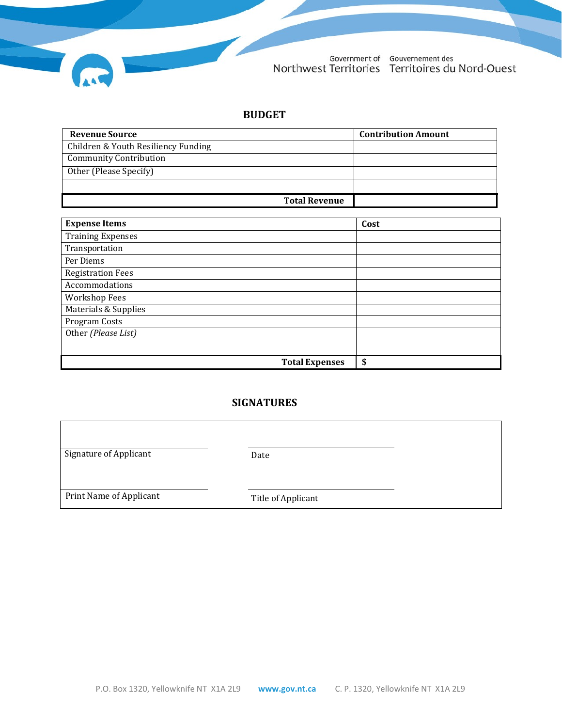## BUDGET

| Revenue Source | Contribution Amount |
|---|---|
| Children & Youth Resiliency Funding | |
| Community Contribution | |
| Other (Please Specify) | |
| | |
| **Total Revenue** | |

| Expense Items | Cost |
|---|---|
| Training Expenses | |
| Transportation | |
| Per Diems | |
| Registration Fees | |
| Accommodations | |
| Workshop Fees | |
| Materials & Supplies | |
| Program Costs | |
| Other *(Please List)* | |
| **Total Expenses** | **$** |

## SIGNATURES

| | |
|---|---|
| Signature of Applicant | Date |
| Print Name of Applicant | Title of Applicant |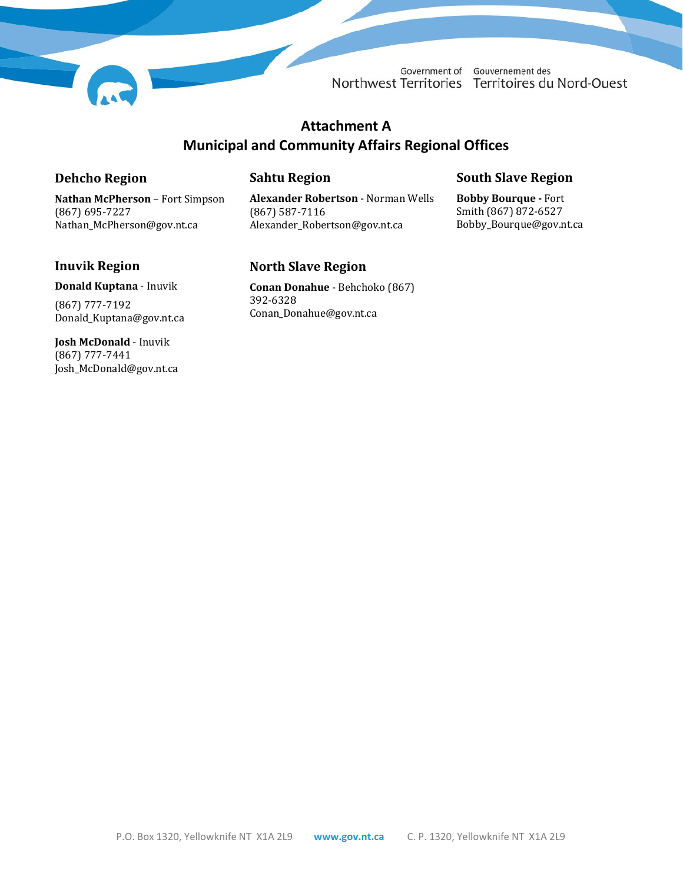Government of Northwest Territories Gouvernement des Territoires du Nord-Ouest

# Attachment A
# Municipal and Community Affairs Regional Offices

## Dehcho Region

**Nathan McPherson** – Fort Simpson
(867) 695-7227
Nathan_McPherson@gov.nt.ca

## Sahtu Region

**Alexander Robertson** - Norman Wells
(867) 587-7116
Alexander_Robertson@gov.nt.ca

## South Slave Region

**Bobby Bourque -** Fort Smith (867) 872-6527
Bobby_Bourque@gov.nt.ca

## Inuvik Region

**Donald Kuptana** - Inuvik
(867) 777-7192
Donald_Kuptana@gov.nt.ca

**Josh McDonald** - Inuvik
(867) 777-7441
Josh_McDonald@gov.nt.ca

## North Slave Region

**Conan Donahue** - Behchoko (867) 392-6328
Conan_Donahue@gov.nt.ca

P.O. Box 1320, Yellowknife NT X1A 2L9 www.gov.nt.ca C. P. 1320, Yellowknife NT X1A 2L9